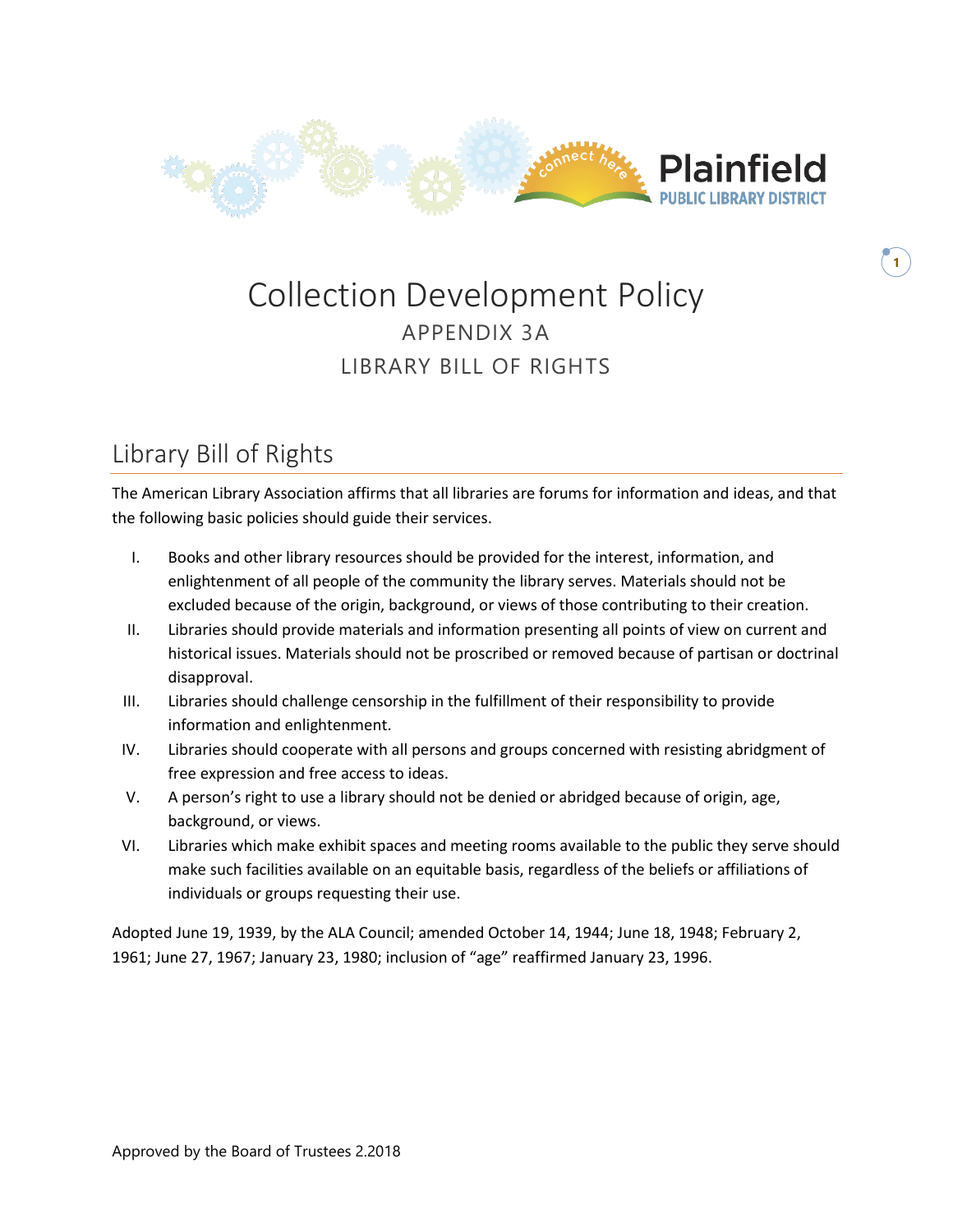# Collection Development Policy

APPENDIX 3A

LIBRARY BILL OF RIGHTS

## Library Bill of Rights

The American Library Association affirms that all libraries are forums for information and ideas, and that the following basic policies should guide their services.

I. Books and other library resources should be provided for the interest, information, and enlightenment of all people of the community the library serves. Materials should not be excluded because of the origin, background, or views of those contributing to their creation.

II. Libraries should provide materials and information presenting all points of view on current and historical issues. Materials should not be proscribed or removed because of partisan or doctrinal disapproval.

III. Libraries should challenge censorship in the fulfillment of their responsibility to provide information and enlightenment.

IV. Libraries should cooperate with all persons and groups concerned with resisting abridgment of free expression and free access to ideas.

V. A person's right to use a library should not be denied or abridged because of origin, age, background, or views.

VI. Libraries which make exhibit spaces and meeting rooms available to the public they serve should make such facilities available on an equitable basis, regardless of the beliefs or affiliations of individuals or groups requesting their use.

Adopted June 19, 1939, by the ALA Council; amended October 14, 1944; June 18, 1948; February 2, 1961; June 27, 1967; January 23, 1980; inclusion of "age" reaffirmed January 23, 1996.

Approved by the Board of Trustees 2.2018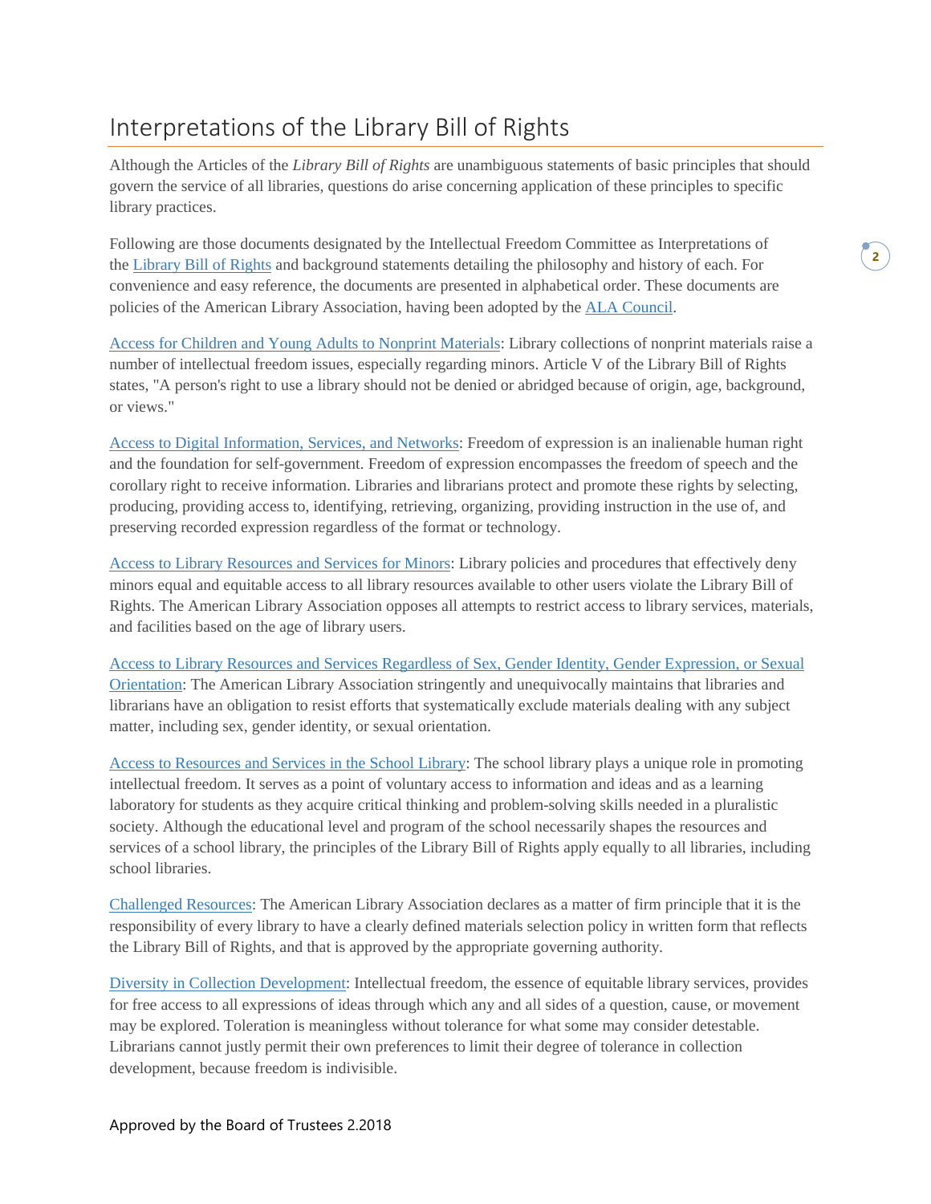# Interpretations of the Library Bill of Rights

Although the Articles of the *Library Bill of Rights* are unambiguous statements of basic principles that should govern the service of all libraries, questions do arise concerning application of these principles to specific library practices.

Following are those documents designated by the Intellectual Freedom Committee as Interpretations of the Library Bill of Rights and background statements detailing the philosophy and history of each. For convenience and easy reference, the documents are presented in alphabetical order. These documents are policies of the American Library Association, having been adopted by the ALA Council.

Access for Children and Young Adults to Nonprint Materials: Library collections of nonprint materials raise a number of intellectual freedom issues, especially regarding minors. Article V of the Library Bill of Rights states, "A person's right to use a library should not be denied or abridged because of origin, age, background, or views."

Access to Digital Information, Services, and Networks: Freedom of expression is an inalienable human right and the foundation for self-government. Freedom of expression encompasses the freedom of speech and the corollary right to receive information. Libraries and librarians protect and promote these rights by selecting, producing, providing access to, identifying, retrieving, organizing, providing instruction in the use of, and preserving recorded expression regardless of the format or technology.

Access to Library Resources and Services for Minors: Library policies and procedures that effectively deny minors equal and equitable access to all library resources available to other users violate the Library Bill of Rights. The American Library Association opposes all attempts to restrict access to library services, materials, and facilities based on the age of library users.

Access to Library Resources and Services Regardless of Sex, Gender Identity, Gender Expression, or Sexual Orientation: The American Library Association stringently and unequivocally maintains that libraries and librarians have an obligation to resist efforts that systematically exclude materials dealing with any subject matter, including sex, gender identity, or sexual orientation.

Access to Resources and Services in the School Library: The school library plays a unique role in promoting intellectual freedom. It serves as a point of voluntary access to information and ideas and as a learning laboratory for students as they acquire critical thinking and problem-solving skills needed in a pluralistic society. Although the educational level and program of the school necessarily shapes the resources and services of a school library, the principles of the Library Bill of Rights apply equally to all libraries, including school libraries.

Challenged Resources: The American Library Association declares as a matter of firm principle that it is the responsibility of every library to have a clearly defined materials selection policy in written form that reflects the Library Bill of Rights, and that is approved by the appropriate governing authority.

Diversity in Collection Development: Intellectual freedom, the essence of equitable library services, provides for free access to all expressions of ideas through which any and all sides of a question, cause, or movement may be explored. Toleration is meaningless without tolerance for what some may consider detestable. Librarians cannot justly permit their own preferences to limit their degree of tolerance in collection development, because freedom is indivisible.

Approved by the Board of Trustees 2.2018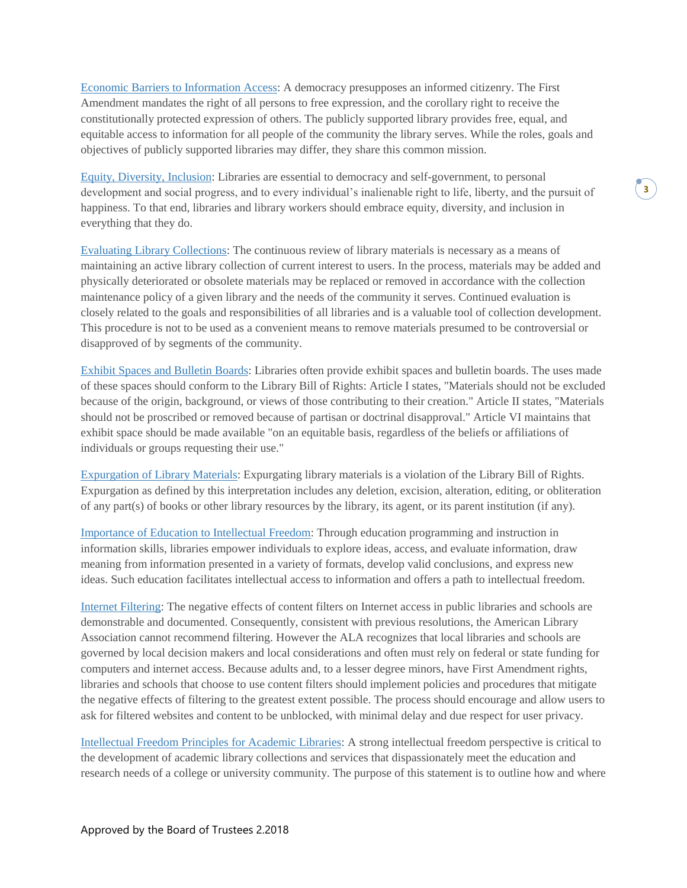Economic Barriers to Information Access: A democracy presupposes an informed citizenry. The First Amendment mandates the right of all persons to free expression, and the corollary right to receive the constitutionally protected expression of others. The publicly supported library provides free, equal, and equitable access to information for all people of the community the library serves. While the roles, goals and objectives of publicly supported libraries may differ, they share this common mission.

Equity, Diversity, Inclusion: Libraries are essential to democracy and self-government, to personal development and social progress, and to every individual's inalienable right to life, liberty, and the pursuit of happiness. To that end, libraries and library workers should embrace equity, diversity, and inclusion in everything that they do.

Evaluating Library Collections: The continuous review of library materials is necessary as a means of maintaining an active library collection of current interest to users. In the process, materials may be added and physically deteriorated or obsolete materials may be replaced or removed in accordance with the collection maintenance policy of a given library and the needs of the community it serves. Continued evaluation is closely related to the goals and responsibilities of all libraries and is a valuable tool of collection development. This procedure is not to be used as a convenient means to remove materials presumed to be controversial or disapproved of by segments of the community.

Exhibit Spaces and Bulletin Boards: Libraries often provide exhibit spaces and bulletin boards. The uses made of these spaces should conform to the Library Bill of Rights: Article I states, "Materials should not be excluded because of the origin, background, or views of those contributing to their creation." Article II states, "Materials should not be proscribed or removed because of partisan or doctrinal disapproval." Article VI maintains that exhibit space should be made available "on an equitable basis, regardless of the beliefs or affiliations of individuals or groups requesting their use."

Expurgation of Library Materials: Expurgating library materials is a violation of the Library Bill of Rights. Expurgation as defined by this interpretation includes any deletion, excision, alteration, editing, or obliteration of any part(s) of books or other library resources by the library, its agent, or its parent institution (if any).

Importance of Education to Intellectual Freedom: Through education programming and instruction in information skills, libraries empower individuals to explore ideas, access, and evaluate information, draw meaning from information presented in a variety of formats, develop valid conclusions, and express new ideas. Such education facilitates intellectual access to information and offers a path to intellectual freedom.

Internet Filtering: The negative effects of content filters on Internet access in public libraries and schools are demonstrable and documented. Consequently, consistent with previous resolutions, the American Library Association cannot recommend filtering. However the ALA recognizes that local libraries and schools are governed by local decision makers and local considerations and often must rely on federal or state funding for computers and internet access. Because adults and, to a lesser degree minors, have First Amendment rights, libraries and schools that choose to use content filters should implement policies and procedures that mitigate the negative effects of filtering to the greatest extent possible. The process should encourage and allow users to ask for filtered websites and content to be unblocked, with minimal delay and due respect for user privacy.

Intellectual Freedom Principles for Academic Libraries: A strong intellectual freedom perspective is critical to the development of academic library collections and services that dispassionately meet the education and research needs of a college or university community. The purpose of this statement is to outline how and where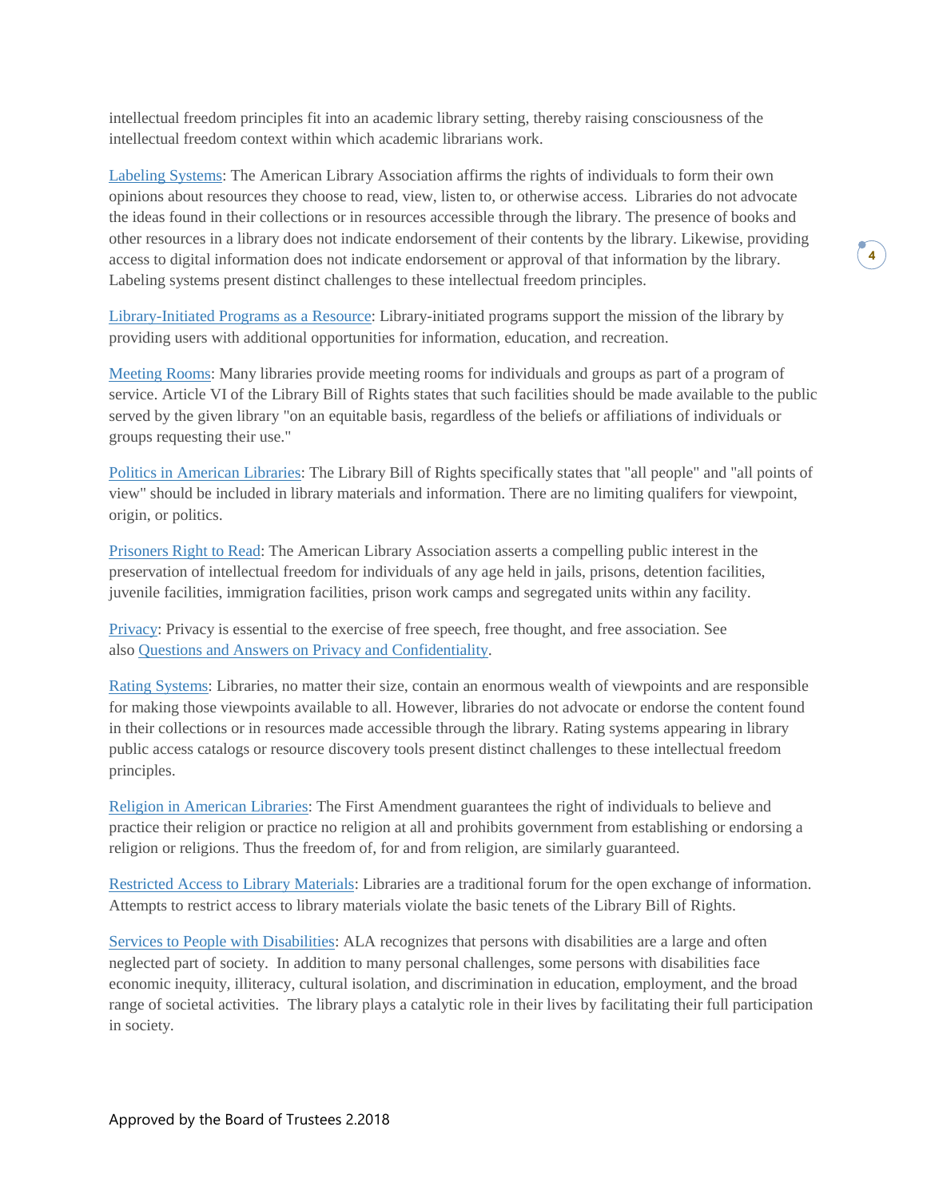intellectual freedom principles fit into an academic library setting, thereby raising consciousness of the intellectual freedom context within which academic librarians work.

Labeling Systems: The American Library Association affirms the rights of individuals to form their own opinions about resources they choose to read, view, listen to, or otherwise access. Libraries do not advocate the ideas found in their collections or in resources accessible through the library. The presence of books and other resources in a library does not indicate endorsement of their contents by the library. Likewise, providing access to digital information does not indicate endorsement or approval of that information by the library. Labeling systems present distinct challenges to these intellectual freedom principles.

Library-Initiated Programs as a Resource: Library-initiated programs support the mission of the library by providing users with additional opportunities for information, education, and recreation.

Meeting Rooms: Many libraries provide meeting rooms for individuals and groups as part of a program of service. Article VI of the Library Bill of Rights states that such facilities should be made available to the public served by the given library "on an equitable basis, regardless of the beliefs or affiliations of individuals or groups requesting their use."

Politics in American Libraries: The Library Bill of Rights specifically states that "all people" and "all points of view" should be included in library materials and information. There are no limiting qualifers for viewpoint, origin, or politics.

Prisoners Right to Read: The American Library Association asserts a compelling public interest in the preservation of intellectual freedom for individuals of any age held in jails, prisons, detention facilities, juvenile facilities, immigration facilities, prison work camps and segregated units within any facility.

Privacy: Privacy is essential to the exercise of free speech, free thought, and free association. See also Questions and Answers on Privacy and Confidentiality.

Rating Systems: Libraries, no matter their size, contain an enormous wealth of viewpoints and are responsible for making those viewpoints available to all. However, libraries do not advocate or endorse the content found in their collections or in resources made accessible through the library. Rating systems appearing in library public access catalogs or resource discovery tools present distinct challenges to these intellectual freedom principles.

Religion in American Libraries: The First Amendment guarantees the right of individuals to believe and practice their religion or practice no religion at all and prohibits government from establishing or endorsing a religion or religions. Thus the freedom of, for and from religion, are similarly guaranteed.

Restricted Access to Library Materials: Libraries are a traditional forum for the open exchange of information. Attempts to restrict access to library materials violate the basic tenets of the Library Bill of Rights.

Services to People with Disabilities: ALA recognizes that persons with disabilities are a large and often neglected part of society. In addition to many personal challenges, some persons with disabilities face economic inequity, illiteracy, cultural isolation, and discrimination in education, employment, and the broad range of societal activities. The library plays a catalytic role in their lives by facilitating their full participation in society.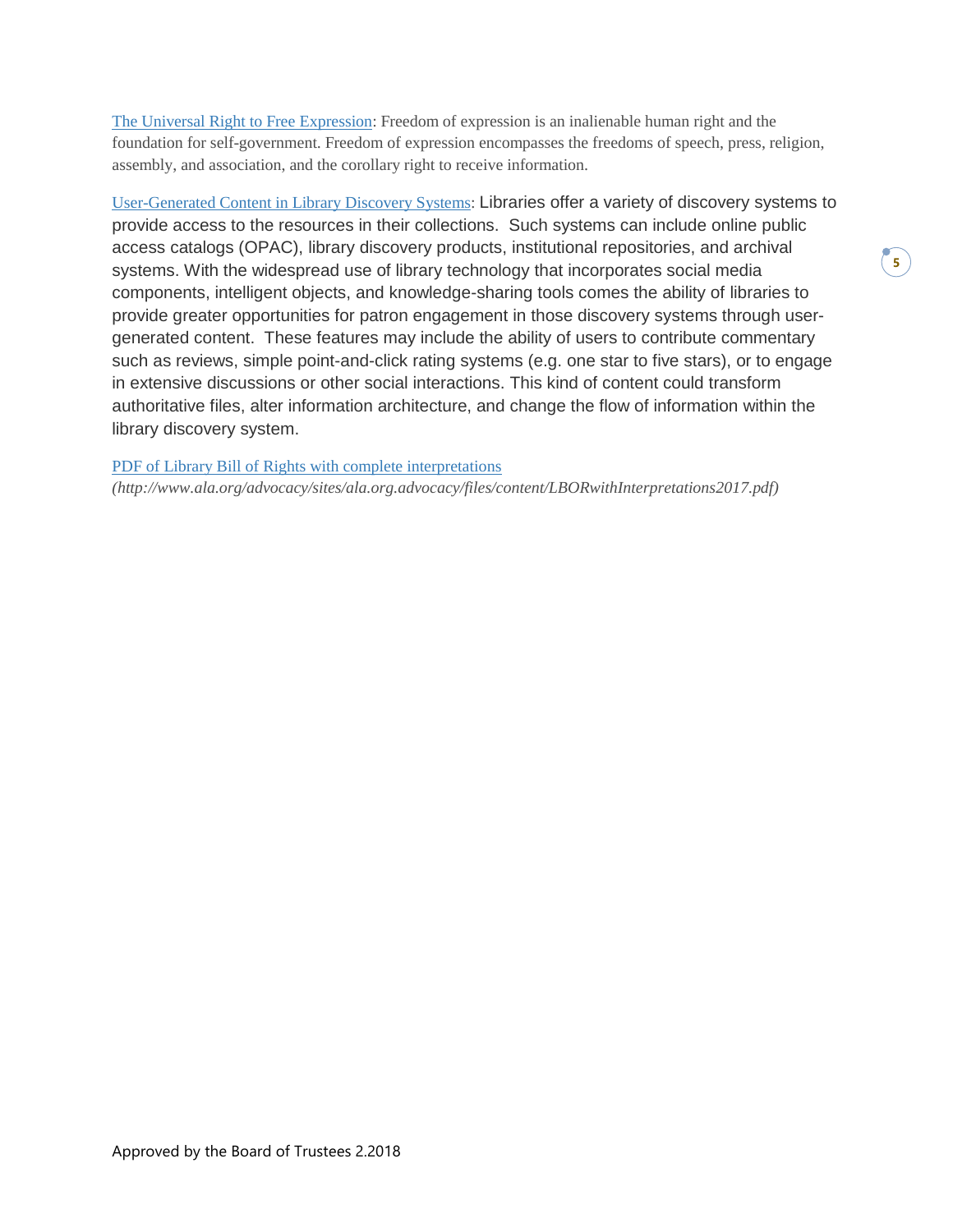The Universal Right to Free Expression: Freedom of expression is an inalienable human right and the foundation for self-government. Freedom of expression encompasses the freedoms of speech, press, religion, assembly, and association, and the corollary right to receive information.

User-Generated Content in Library Discovery Systems: Libraries offer a variety of discovery systems to provide access to the resources in their collections. Such systems can include online public access catalogs (OPAC), library discovery products, institutional repositories, and archival systems. With the widespread use of library technology that incorporates social media components, intelligent objects, and knowledge-sharing tools comes the ability of libraries to provide greater opportunities for patron engagement in those discovery systems through user-generated content. These features may include the ability of users to contribute commentary such as reviews, simple point-and-click rating systems (e.g. one star to five stars), or to engage in extensive discussions or other social interactions. This kind of content could transform authoritative files, alter information architecture, and change the flow of information within the library discovery system.

PDF of Library Bill of Rights with complete interpretations
*(http://www.ala.org/advocacy/sites/ala.org.advocacy/files/content/LBORwithInterpretations2017.pdf)*

Approved by the Board of Trustees 2.2018